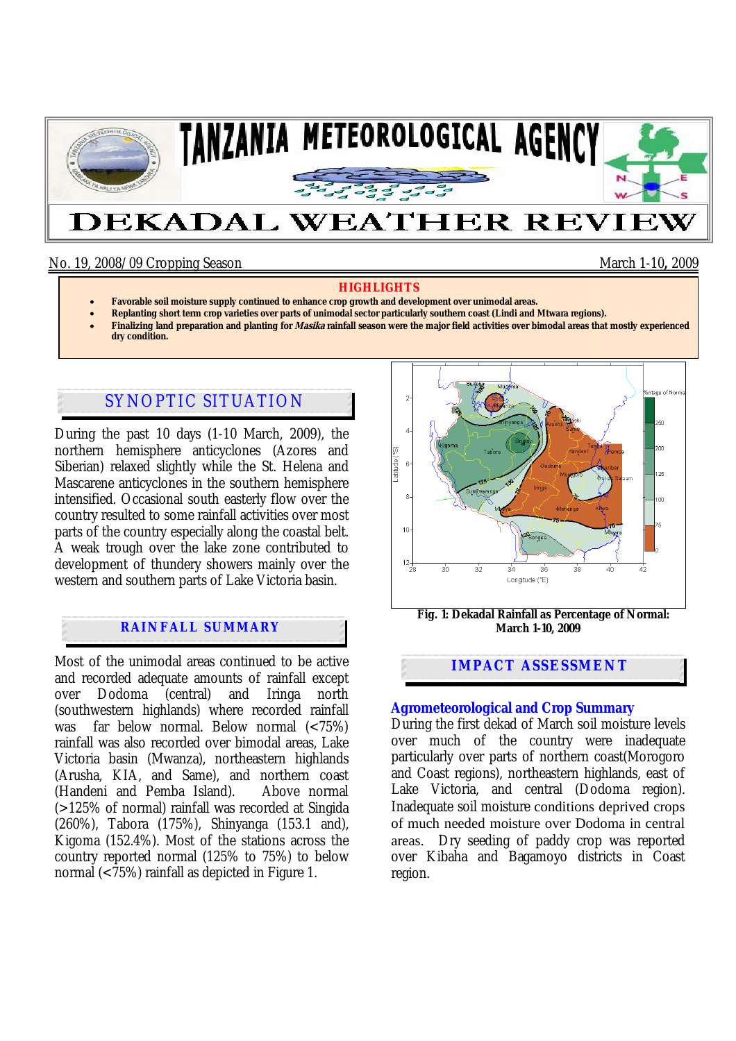# TANZANIA METEOROLOGICAL AGENCY

# DEKADAL WEATHER REVIEW

No. 19, 2008/09 Cropping Season — March 1-10, 2009

**HIGHLIGHTS**

- **Favorable soil moisture supply continued to enhance crop growth and development over unimodal areas.**
- **Replanting short term crop varieties over parts of unimodal sector particularly southern coast (Lindi and Mtwara regions).**
- **Finalizing land preparation and planting for *Masika* rainfall season were the major field activities over bimodal areas that mostly experienced dry condition.**

## SYNOPTIC SITUATION

During the past 10 days (1-10 March, 2009), the northern hemisphere anticyclones (Azores and Siberian) relaxed slightly while the St. Helena and Mascarene anticyclones in the southern hemisphere intensified. Occasional south easterly flow over the country resulted to some rainfall activities over most parts of the country especially along the coastal belt. A weak trough over the lake zone contributed to development of thundery showers mainly over the western and southern parts of Lake Victoria basin.

## RAINFALL SUMMARY

Most of the unimodal areas continued to be active and recorded adequate amounts of rainfall except over Dodoma (central) and Iringa north (southwestern highlands) where recorded rainfall was far below normal. Below normal (<75%) rainfall was also recorded over bimodal areas, Lake Victoria basin (Mwanza), northeastern highlands (Arusha, KIA, and Same), and northern coast (Handeni and Pemba Island). Above normal (>125% of normal) rainfall was recorded at Singida (260%), Tabora (175%), Shinyanga (153.1 and), Kigoma (152.4%). Most of the stations across the country reported normal (125% to 75%) to below normal (<75%) rainfall as depicted in Figure 1.

**Fig. 1: Dekadal Rainfall as Percentage of Normal: March 1-10, 2009**

## IMPACT ASSESSMENT

### Agrometeorological and Crop Summary

During the first dekad of March soil moisture levels over much of the country were inadequate particularly over parts of northern coast(Morogoro and Coast regions), northeastern highlands, east of Lake Victoria, and central (Dodoma region). Inadequate soil moisture conditions deprived crops of much needed moisture over Dodoma in central areas. Dry seeding of paddy crop was reported over Kibaha and Bagamoyo districts in Coast region.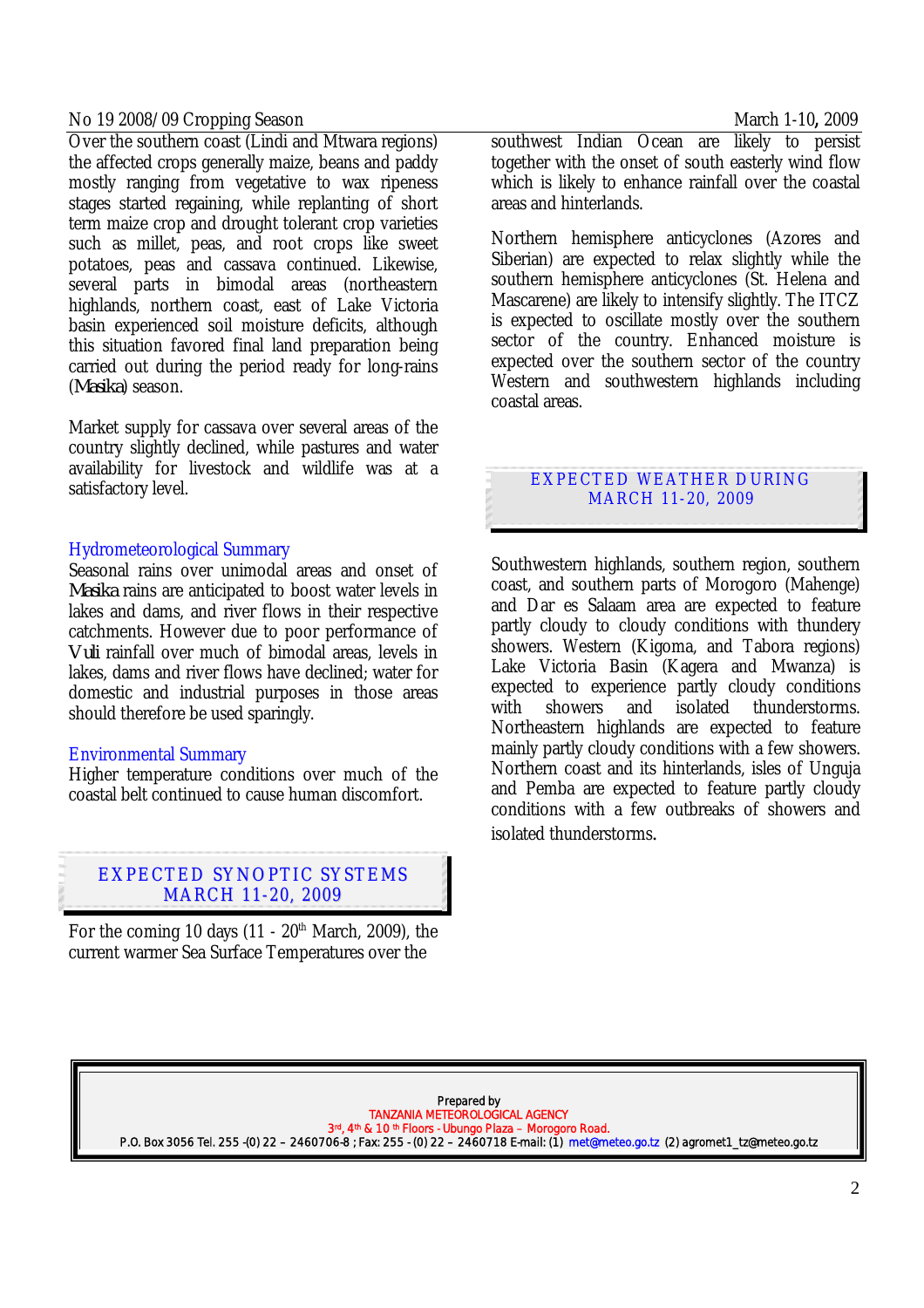Over the southern coast (Lindi and Mtwara regions) the affected crops generally maize, beans and paddy mostly ranging from vegetative to wax ripeness stages started regaining, while replanting of short term maize crop and drought tolerant crop varieties such as millet, peas, and root crops like sweet potatoes, peas and cassava continued. Likewise, several parts in bimodal areas (northeastern highlands, northern coast, east of Lake Victoria basin experienced soil moisture deficits, although this situation favored final land preparation being carried out during the period ready for long-rains (*Masika*) season.

Market supply for cassava over several areas of the country slightly declined, while pastures and water availability for livestock and wildlife was at a satisfactory level.

## Hydrometeorological Summary

Seasonal rains over unimodal areas and onset of *Masika* rains are anticipated to boost water levels in lakes and dams, and river flows in their respective catchments. However due to poor performance of *Vuli* rainfall over much of bimodal areas, levels in lakes, dams and river flows have declined; water for domestic and industrial purposes in those areas should therefore be used sparingly.

## Environmental Summary

Higher temperature conditions over much of the coastal belt continued to cause human discomfort.

## EXPECTED SYNOPTIC SYSTEMS MARCH 11-20, 2009

For the coming 10 days (11 - 20th March, 2009), the current warmer Sea Surface Temperatures over the southwest Indian Ocean are likely to persist together with the onset of south easterly wind flow which is likely to enhance rainfall over the coastal areas and hinterlands.

Northern hemisphere anticyclones (Azores and Siberian) are expected to relax slightly while the southern hemisphere anticyclones (St. Helena and Mascarene) are likely to intensify slightly. The ITCZ is expected to oscillate mostly over the southern sector of the country. Enhanced moisture is expected over the southern sector of the country Western and southwestern highlands including coastal areas.

## EXPECTED WEATHER DURING MARCH 11-20, 2009

Southwestern highlands, southern region, southern coast, and southern parts of Morogoro (Mahenge) and Dar es Salaam area are expected to feature partly cloudy to cloudy conditions with thundery showers. Western (Kigoma, and Tabora regions) Lake Victoria Basin (Kagera and Mwanza) is expected to experience partly cloudy conditions with showers and isolated thunderstorms. Northeastern highlands are expected to feature mainly partly cloudy conditions with a few showers. Northern coast and its hinterlands, isles of Unguja and Pemba are expected to feature partly cloudy conditions with a few outbreaks of showers and isolated thunderstorms.

Prepared by
TANZANIA METEOROLOGICAL AGENCY
3rd, 4th & 10th Floors - Ubungo Plaza – Morogoro Road.
P.O. Box 3056 Tel. 255 -(0) 22 – 2460706-8 ; Fax: 255 - (0) 22 – 2460718 E-mail: (1) met@meteo.go.tz (2) agromet1_tz@meteo.go.tz